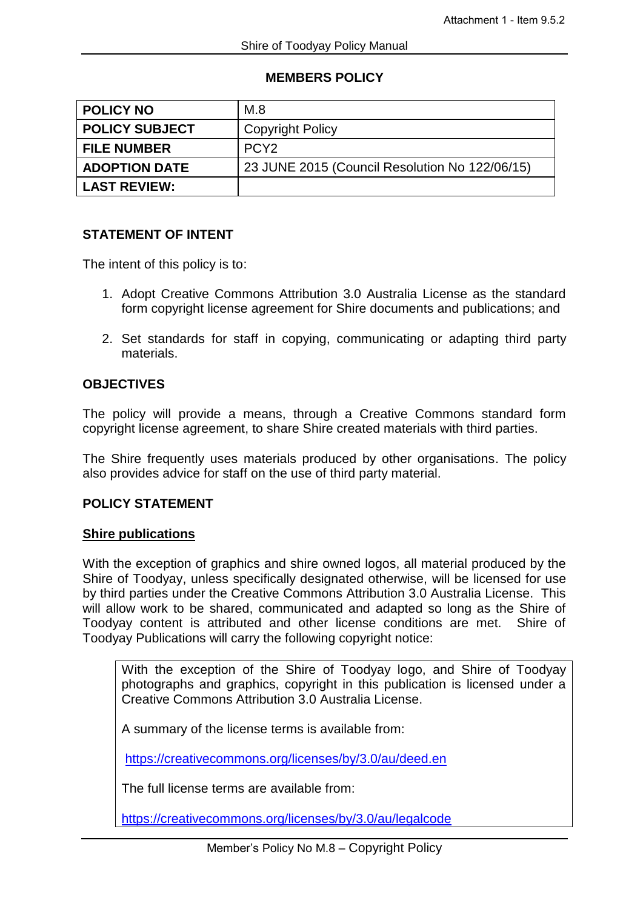# MEMBERS POLICY

| POLICY NO | M.8 |
|---|---|
| POLICY SUBJECT | Copyright Policy |
| FILE NUMBER | PCY2 |
| ADOPTION DATE | 23 JUNE 2015 (Council Resolution No 122/06/15) |
| LAST REVIEW: | |

## STATEMENT OF INTENT

The intent of this policy is to:

1. Adopt Creative Commons Attribution 3.0 Australia License as the standard form copyright license agreement for Shire documents and publications; and
2. Set standards for staff in copying, communicating or adapting third party materials.

## OBJECTIVES

The policy will provide a means, through a Creative Commons standard form copyright license agreement, to share Shire created materials with third parties.

The Shire frequently uses materials produced by other organisations. The policy also provides advice for staff on the use of third party material.

## POLICY STATEMENT

### Shire publications

With the exception of graphics and shire owned logos, all material produced by the Shire of Toodyay, unless specifically designated otherwise, will be licensed for use by third parties under the Creative Commons Attribution 3.0 Australia License. This will allow work to be shared, communicated and adapted so long as the Shire of Toodyay content is attributed and other license conditions are met. Shire of Toodyay Publications will carry the following copyright notice:

> With the exception of the Shire of Toodyay logo, and Shire of Toodyay photographs and graphics, copyright in this publication is licensed under a Creative Commons Attribution 3.0 Australia License.
>
> A summary of the license terms is available from:
>
> https://creativecommons.org/licenses/by/3.0/au/deed.en
>
> The full license terms are available from:
>
> https://creativecommons.org/licenses/by/3.0/au/legalcode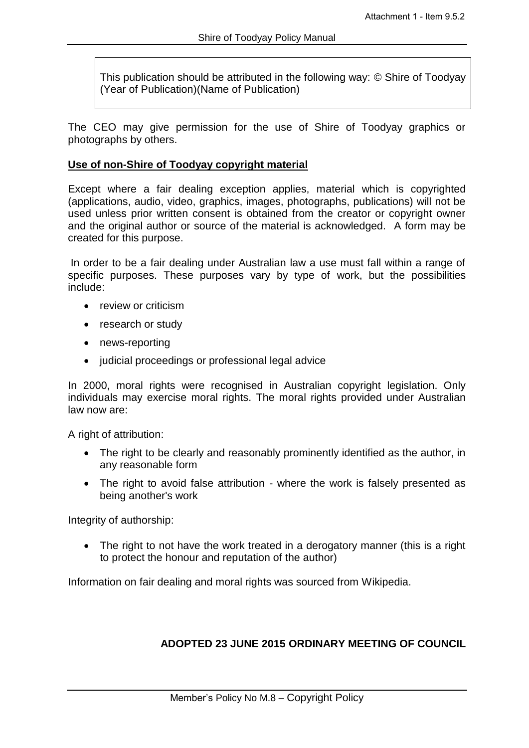This publication should be attributed in the following way: © Shire of Toodyay (Year of Publication)(Name of Publication)

The CEO may give permission for the use of Shire of Toodyay graphics or photographs by others.

**Use of non-Shire of Toodyay copyright material**

Except where a fair dealing exception applies, material which is copyrighted (applications, audio, video, graphics, images, photographs, publications) will not be used unless prior written consent is obtained from the creator or copyright owner and the original author or source of the material is acknowledged. A form may be created for this purpose.

In order to be a fair dealing under Australian law a use must fall within a range of specific purposes. These purposes vary by type of work, but the possibilities include:

- review or criticism
- research or study
- news-reporting
- judicial proceedings or professional legal advice

In 2000, moral rights were recognised in Australian copyright legislation. Only individuals may exercise moral rights. The moral rights provided under Australian law now are:

A right of attribution:

- The right to be clearly and reasonably prominently identified as the author, in any reasonable form
- The right to avoid false attribution - where the work is falsely presented as being another's work

Integrity of authorship:

- The right to not have the work treated in a derogatory manner (this is a right to protect the honour and reputation of the author)

Information on fair dealing and moral rights was sourced from Wikipedia.

**ADOPTED 23 JUNE 2015 ORDINARY MEETING OF COUNCIL**